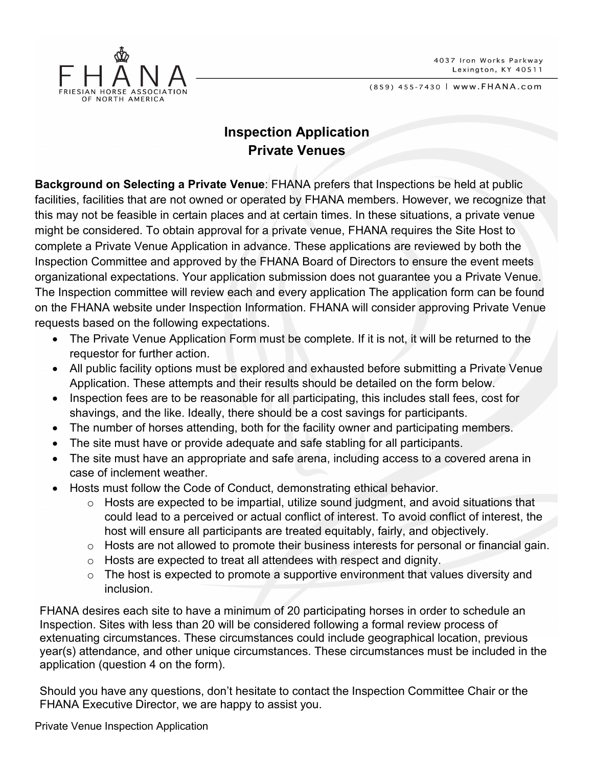FHANA
FRIESIAN HORSE ASSOCIATION OF NORTH AMERICA

4037 Iron Works Parkway
Lexington, KY 40511

(859) 455-7430 | www.FHANA.com

# Inspection Application
## Private Venues

**Background on Selecting a Private Venue**: FHANA prefers that Inspections be held at public facilities, facilities that are not owned or operated by FHANA members. However, we recognize that this may not be feasible in certain places and at certain times. In these situations, a private venue might be considered. To obtain approval for a private venue, FHANA requires the Site Host to complete a Private Venue Application in advance. These applications are reviewed by both the Inspection Committee and approved by the FHANA Board of Directors to ensure the event meets organizational expectations. Your application submission does not guarantee you a Private Venue. The Inspection committee will review each and every application The application form can be found on the FHANA website under Inspection Information. FHANA will consider approving Private Venue requests based on the following expectations.

- The Private Venue Application Form must be complete. If it is not, it will be returned to the requestor for further action.
- All public facility options must be explored and exhausted before submitting a Private Venue Application. These attempts and their results should be detailed on the form below.
- Inspection fees are to be reasonable for all participating, this includes stall fees, cost for shavings, and the like. Ideally, there should be a cost savings for participants.
- The number of horses attending, both for the facility owner and participating members.
- The site must have or provide adequate and safe stabling for all participants.
- The site must have an appropriate and safe arena, including access to a covered arena in case of inclement weather.
- Hosts must follow the Code of Conduct, demonstrating ethical behavior.
    - Hosts are expected to be impartial, utilize sound judgment, and avoid situations that could lead to a perceived or actual conflict of interest. To avoid conflict of interest, the host will ensure all participants are treated equitably, fairly, and objectively.
    - Hosts are not allowed to promote their business interests for personal or financial gain.
    - Hosts are expected to treat all attendees with respect and dignity.
    - The host is expected to promote a supportive environment that values diversity and inclusion.

FHANA desires each site to have a minimum of 20 participating horses in order to schedule an Inspection. Sites with less than 20 will be considered following a formal review process of extenuating circumstances. These circumstances could include geographical location, previous year(s) attendance, and other unique circumstances. These circumstances must be included in the application (question 4 on the form).

Should you have any questions, don't hesitate to contact the Inspection Committee Chair or the FHANA Executive Director, we are happy to assist you.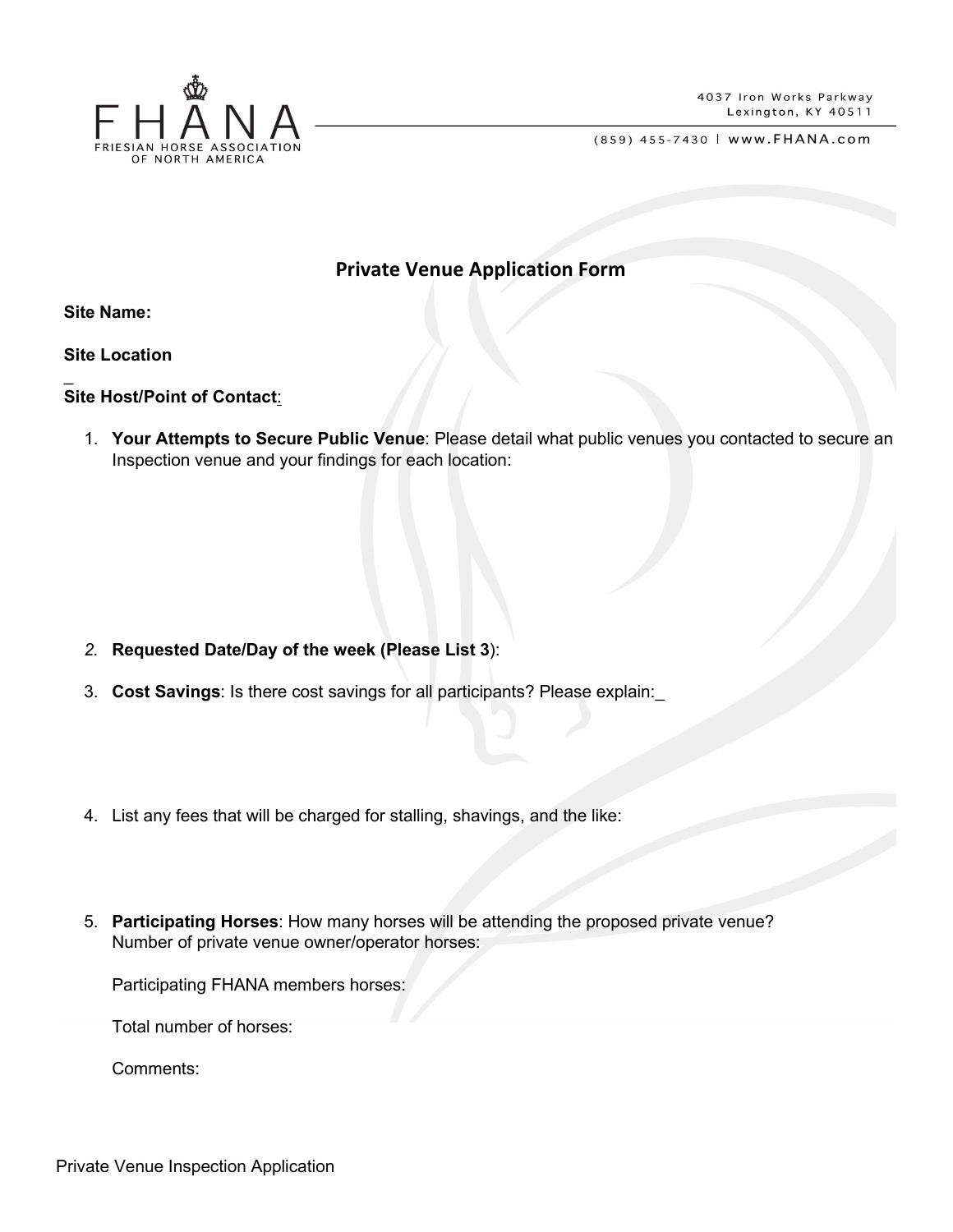# Private Venue Application Form

**Site Name:**

**Site Location**

_

**Site Host/Point of Contact**:

1. **Your Attempts to Secure Public Venue**: Please detail what public venues you contacted to secure an Inspection venue and your findings for each location:

2. **Requested Date/Day of the week (Please List 3**):

3. **Cost Savings**: Is there cost savings for all participants? Please explain:_

4. List any fees that will be charged for stalling, shavings, and the like:

5. **Participating Horses**: How many horses will be attending the proposed private venue?
   Number of private venue owner/operator horses:

   Participating FHANA members horses:

   Total number of horses:

   Comments: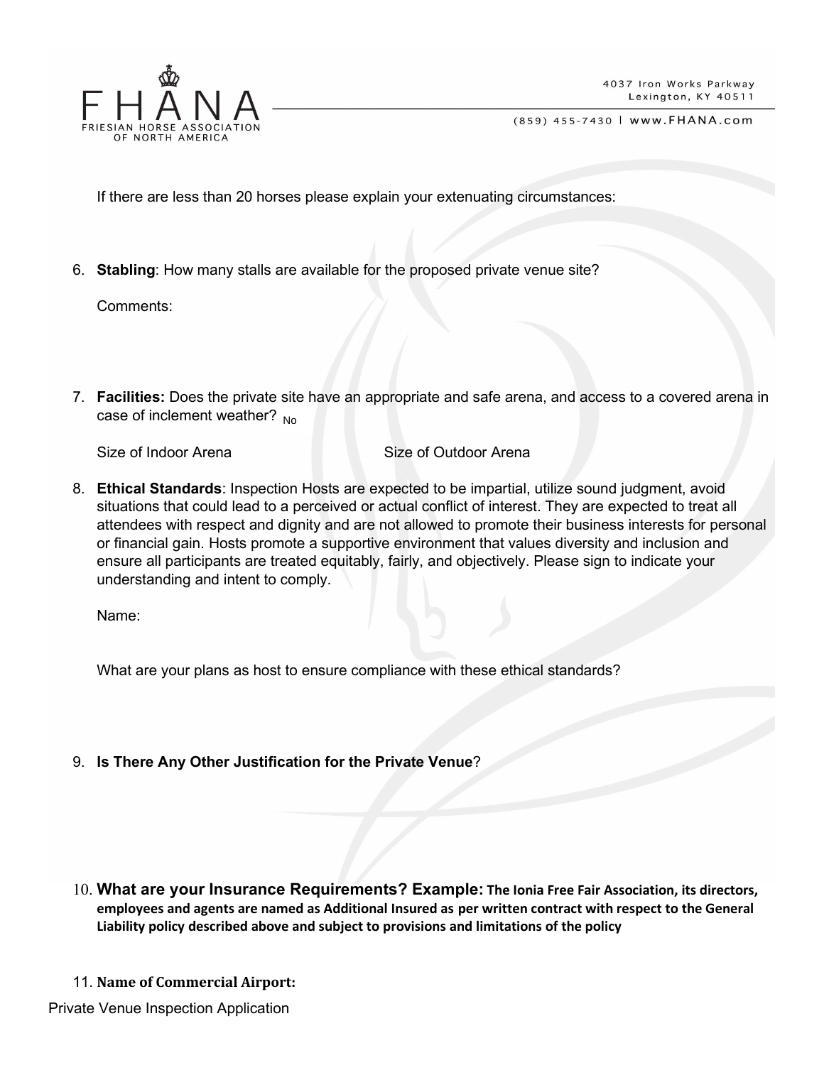If there are less than 20 horses please explain your extenuating circumstances:

6. **Stabling**: How many stalls are available for the proposed private venue site?

   Comments:

7. **Facilities:** Does the private site have an appropriate and safe arena, and access to a covered arena in case of inclement weather? No

   Size of Indoor Arena Size of Outdoor Arena

8. **Ethical Standards**: Inspection Hosts are expected to be impartial, utilize sound judgment, avoid situations that could lead to a perceived or actual conflict of interest. They are expected to treat all attendees with respect and dignity and are not allowed to promote their business interests for personal or financial gain. Hosts promote a supportive environment that values diversity and inclusion and ensure all participants are treated equitably, fairly, and objectively. Please sign to indicate your understanding and intent to comply.

   Name:

   What are your plans as host to ensure compliance with these ethical standards?

9. **Is There Any Other Justification for the Private Venue**?

10. **What are your Insurance Requirements? Example: The Ionia Free Fair Association, its directors, employees and agents are named as Additional Insured as per written contract with respect to the General Liability policy described above and subject to provisions and limitations of the policy**

11. **Name of Commercial Airport:**

Private Venue Inspection Application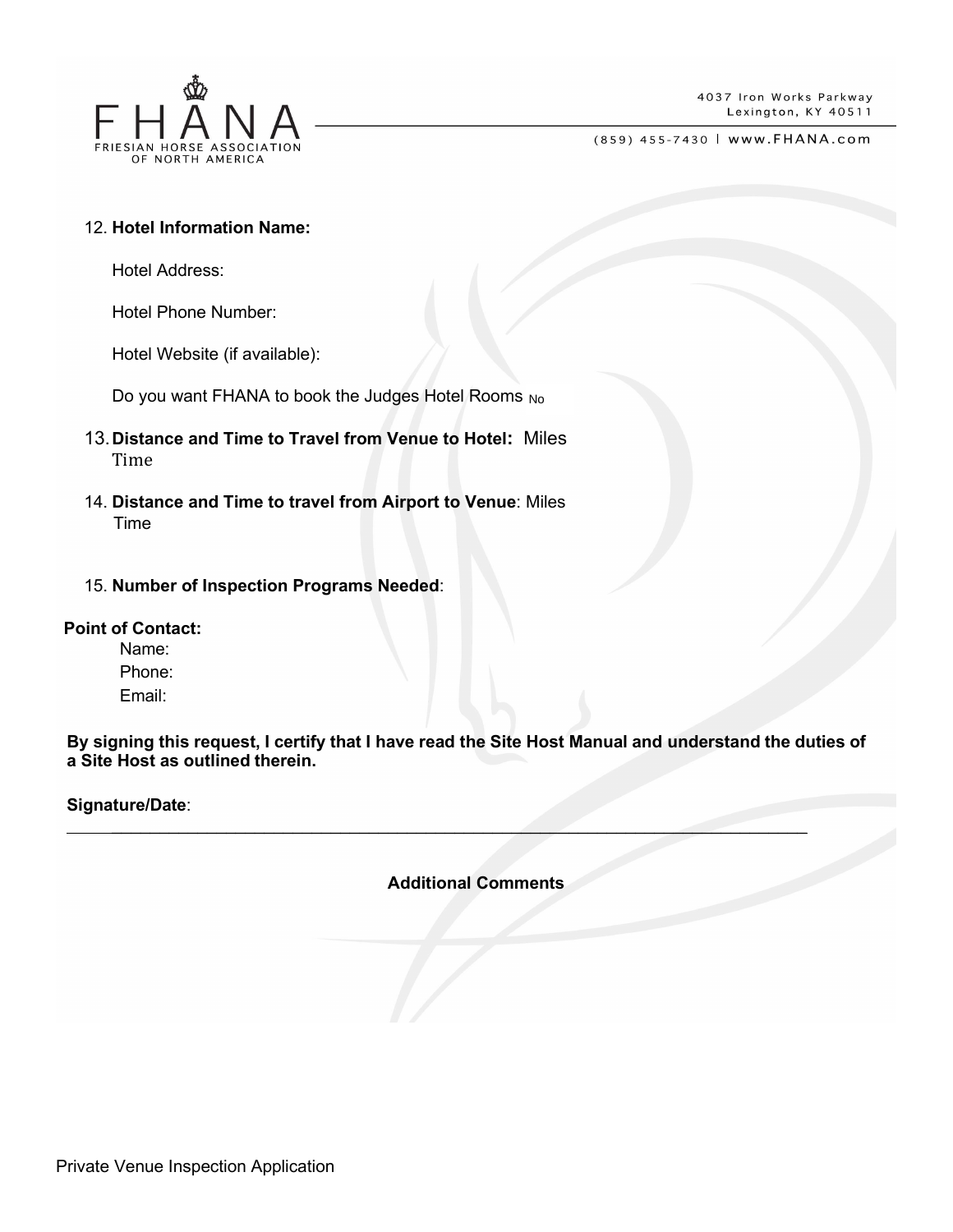12. **Hotel Information Name:**

    Hotel Address:

    Hotel Phone Number:

    Hotel Website (if available):

    Do you want FHANA to book the Judges Hotel Rooms No

13. **Distance and Time to Travel from Venue to Hotel:** Miles
    Time

14. **Distance and Time to travel from Airport to Venue**: Miles
    Time

15. **Number of Inspection Programs Needed**:

**Point of Contact:**

Name:

Phone:

Email:

**By signing this request, I certify that I have read the Site Host Manual and understand the duties of a Site Host as outlined therein.**

**Signature/Date**:
\_\_\_\_\_\_\_\_\_\_\_\_\_\_\_\_\_\_\_\_\_\_\_\_\_\_\_\_\_\_\_\_\_\_\_\_\_\_\_\_\_\_\_\_\_\_\_\_\_\_\_\_\_\_\_\_\_\_\_\_\_\_\_\_\_\_\_\_\_\_\_\_\_\_\_\_

**Additional Comments**